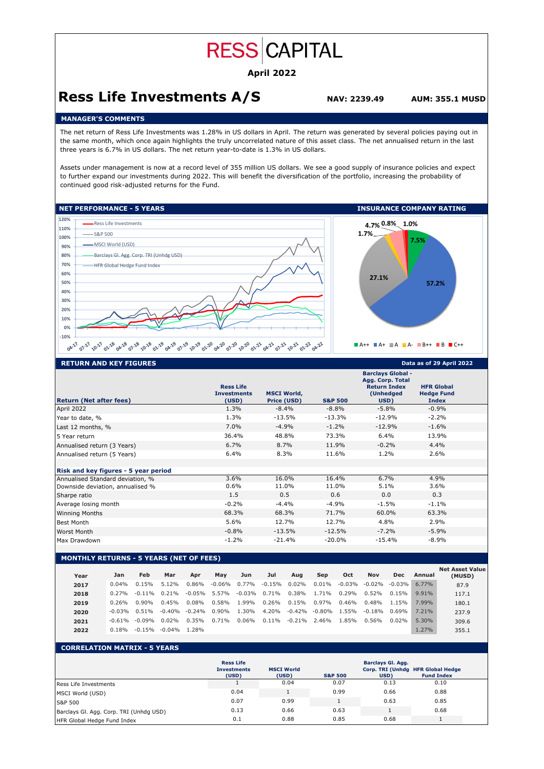# RESS CAPITAL

**April 2022**

# Ress Life Investments A/S

**NAV: 2239.49** **AUM: 355.1 MUSD**

## MANAGER'S COMMENTS

The net return of Ress Life Investments was 1.28% in US dollars in April. The return was generated by several policies paying out in the same month, which once again highlights the truly uncorrelated nature of this asset class. The net annualised return in the last three years is 6.7% in US dollars. The net return year-to-date is 1.3% in US dollars.

Assets under management is now at a record level of 355 million US dollars. We see a good supply of insurance policies and expect to further expand our investments during 2022. This will benefit the diversification of the portfolio, increasing the probability of continued good risk-adjusted returns for the Fund.

## NET PERFORMANCE - 5 YEARS

Ress Life Investments, S&P 500, MSCI World (USD), Barclays Gl. Agg. Corp. TRI (Unhdg USD), HFR Global Hedge Fund Index

## INSURANCE COMPANY RATING

A++ 7.5%, A+ 57.2%, A 27.1%, A- 1.7%, B++ 4.7%, B 0.8%, C++ 1.0%

## RETURN AND KEY FIGURES

Data as of 29 April 2022

| Return (Net after fees) | Ress Life Investments (USD) | MSCI World, Price (USD) | S&P 500 | Barclays Global - Agg. Corp. Total Return Index (Unhedged USD) | HFR Global Hedge Fund Index |
|---|---|---|---|---|---|
| April 2022 | 1.3% | -8.4% | -8.8% | -5.8% | -0.9% |
| Year to date, % | 1.3% | -13.5% | -13.3% | -12.9% | -2.2% |
| Last 12 months, % | 7.0% | -4.9% | -1.2% | -12.9% | -1.6% |
| 5 Year return | 36.4% | 48.8% | 73.3% | 6.4% | 13.9% |
| Annualised return (3 Years) | 6.7% | 8.7% | 11.9% | -0.2% | 4.4% |
| Annualised return (5 Years) | 6.4% | 8.3% | 11.6% | 1.2% | 2.6% |
| **Risk and key figures - 5 year period** | | | | | |
| Annualised Standard deviation, % | 3.6% | 16.0% | 16.4% | 6.7% | 4.9% |
| Downside deviation, annualised % | 0.6% | 11.0% | 11.0% | 5.1% | 3.6% |
| Sharpe ratio | 1.5 | 0.5 | 0.6 | 0.0 | 0.3 |
| Average losing month | -0.2% | -4.4% | -4.9% | -1.5% | -1.1% |
| Winning Months | 68.3% | 68.3% | 71.7% | 60.0% | 63.3% |
| Best Month | 5.6% | 12.7% | 12.7% | 4.8% | 2.9% |
| Worst Month | -0.8% | -13.5% | -12.5% | -7.2% | -5.9% |
| Max Drawdown | -1.2% | -21.4% | -20.0% | -15.4% | -8.9% |

## MONTHLY RETURNS - 5 YEARS (NET OF FEES)

| Year | Jan | Feb | Mar | Apr | May | Jun | Jul | Aug | Sep | Oct | Nov | Dec | Annual | Net Asset Value (MUSD) |
|---|---|---|---|---|---|---|---|---|---|---|---|---|---|---|
| 2017 | 0.04% | 0.15% | 5.12% | 0.86% | -0.06% | 0.77% | -0.15% | 0.02% | 0.01% | -0.03% | -0.02% | -0.03% | 6.77% | 87.9 |
| 2018 | 0.27% | -0.11% | 0.21% | -0.05% | 5.57% | -0.03% | 0.71% | 0.38% | 1.71% | 0.29% | 0.52% | 0.15% | 9.91% | 117.1 |
| 2019 | 0.26% | 0.90% | 0.45% | 0.08% | 0.58% | 1.99% | 0.26% | 0.15% | 0.97% | 0.46% | 0.48% | 1.15% | 7.99% | 180.1 |
| 2020 | -0.03% | 0.51% | -0.40% | -0.24% | 0.90% | 1.30% | 4.20% | -0.42% | -0.80% | 1.55% | -0.18% | 0.69% | 7.21% | 237.9 |
| 2021 | -0.61% | -0.09% | 0.02% | 0.35% | 0.71% | 0.06% | 0.11% | -0.21% | 2.46% | 1.85% | 0.56% | 0.02% | 5.30% | 309.6 |
| 2022 | 0.18% | -0.15% | -0.04% | 1.28% | | | | | | | | | 1.27% | 355.1 |

## CORRELATION MATRIX - 5 YEARS

| | Ress Life Investments (USD) | MSCI World (USD) | S&P 500 | Barclays Gl. Agg. Corp. TRI (Unhdg USD) | HFR Global Hedge Fund Index |
|---|---|---|---|---|---|
| Ress Life Investments | 1 | 0.04 | 0.07 | 0.13 | 0.10 |
| MSCI World (USD) | 0.04 | 1 | 0.99 | 0.66 | 0.88 |
| S&P 500 | 0.07 | 0.99 | 1 | 0.63 | 0.85 |
| Barclays Gl. Agg. Corp. TRI (Unhdg USD) | 0.13 | 0.66 | 0.63 | 1 | 0.68 |
| HFR Global Hedge Fund Index | 0.1 | 0.88 | 0.85 | 0.68 | 1 |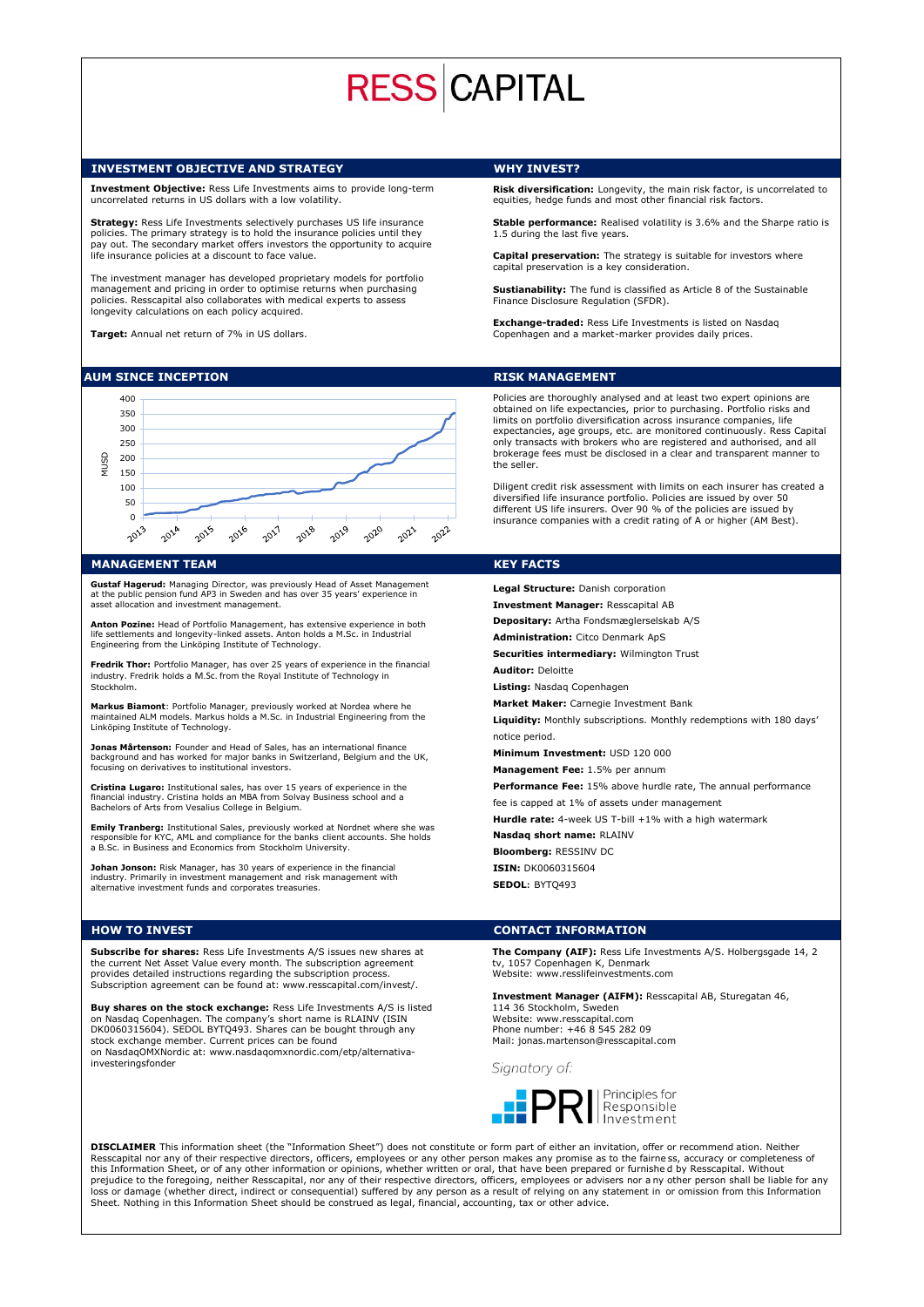# RESS CAPITAL

## INVESTMENT OBJECTIVE AND STRATEGY

**Investment Objective:** Ress Life Investments aims to provide long-term uncorrelated returns in US dollars with a low volatility.

**Strategy:** Ress Life Investments selectively purchases US life insurance policies. The primary strategy is to hold the insurance policies until they pay out. The secondary market offers investors the opportunity to acquire life insurance policies at a discount to face value.

The investment manager has developed proprietary models for portfolio management and pricing in order to optimise returns when purchasing policies. Resscapital also collaborates with medical experts to assess longevity calculations on each policy acquired.

**Target:** Annual net return of 7% in US dollars.

## WHY INVEST?

**Risk diversification:** Longevity, the main risk factor, is uncorrelated to equities, hedge funds and most other financial risk factors.

**Stable performance:** Realised volatility is 3.6% and the Sharpe ratio is 1.5 during the last five years.

**Capital preservation:** The strategy is suitable for investors where capital preservation is a key consideration.

**Sustainability:** The fund is classified as Article 8 of the Sustainable Finance Disclosure Regulation (SFDR).

**Exchange-traded:** Ress Life Investments is listed on Nasdaq Copenhagen and a market-marker provides daily prices.

## AUM SINCE INCEPTION

MUSD

400
350
300
250
200
150
100
50
0

2013 2014 2015 2016 2017 2018 2019 2020 2021 2022

## RISK MANAGEMENT

Policies are thoroughly analysed and at least two expert opinions are obtained on life expectancies, prior to purchasing. Portfolio risks and limits on portfolio diversification across insurance companies, life expectancies, age groups, etc. are monitored continuously. Ress Capital only transacts with brokers who are registered and authorised, and all brokerage fees must be disclosed in a clear and transparent manner to the seller.

Diligent credit risk assessment with limits on each insurer has created a diversified life insurance portfolio. Policies are issued by over 50 different US life insurers. Over 90 % of the policies are issued by insurance companies with a credit rating of A or higher (AM Best).

## MANAGEMENT TEAM

**Gustaf Hagerud:** Managing Director, was previously Head of Asset Management at the public pension fund AP3 in Sweden and has over 35 years' experience in asset allocation and investment management.

**Anton Pozine:** Head of Portfolio Management, has extensive experience in both life settlements and longevity-linked assets. Anton holds a M.Sc. in Industrial Engineering from the Linköping Institute of Technology.

**Fredrik Thor:** Portfolio Manager, has over 25 years of experience in the financial industry. Fredrik holds a M.Sc. from the Royal Institute of Technology in Stockholm.

**Markus Biamont**: Portfolio Manager, previously worked at Nordea where he maintained ALM models. Markus holds a M.Sc. in Industrial Engineering from the Linköping Institute of Technology.

**Jonas Mårtenson:** Founder and Head of Sales, has an international finance background and has worked for major banks in Switzerland, Belgium and the UK, focusing on derivatives to institutional investors.

**Cristina Lugaro:** Institutional sales, has over 15 years of experience in the financial industry. Cristina holds an MBA from Solvay Business school and a Bachelors of Arts from Vesalius College in Belgium.

**Emily Tranberg:** Institutional Sales, previously worked at Nordnet where she was responsible for KYC, AML and compliance for the banks client accounts. She holds a B.Sc. in Business and Economics from Stockholm University.

**Johan Jonson:** Risk Manager, has 30 years of experience in the financial industry. Primarily in investment management and risk management with alternative investment funds and corporates treasuries.

## KEY FACTS

**Legal Structure:** Danish corporation

**Investment Manager:** Resscapital AB

**Depositary:** Artha Fondsmæglerselskab A/S

**Administration:** Citco Denmark ApS

**Securities intermediary:** Wilmington Trust

**Auditor:** Deloitte

**Listing:** Nasdaq Copenhagen

**Market Maker:** Carnegie Investment Bank

**Liquidity:** Monthly subscriptions. Monthly redemptions with 180 days' notice period.

**Minimum Investment:** USD 120 000

**Management Fee:** 1.5% per annum

**Performance Fee:** 15% above hurdle rate, The annual performance fee is capped at 1% of assets under management

**Hurdle rate:** 4-week US T-bill +1% with a high watermark

**Nasdaq short name:** RLAINV

**Bloomberg:** RESSINV DC

**ISIN:** DK0060315604

**SEDOL**: BYTQ493

## HOW TO INVEST

**Subscribe for shares:** Ress Life Investments A/S issues new shares at the current Net Asset Value every month. The subscription agreement provides detailed instructions regarding the subscription process. Subscription agreement can be found at: www.resscapital.com/invest/.

**Buy shares on the stock exchange:** Ress Life Investments A/S is listed on Nasdaq Copenhagen. The company's short name is RLAINV (ISIN DK0060315604). SEDOL BYTQ493. Shares can be bought through any stock exchange member. Current prices can be found on NasdaqOMXNordic at: www.nasdaqomxnordic.com/etp/alternativa-investeringsfonder

## CONTACT INFORMATION

**The Company (AIF):** Ress Life Investments A/S. Holbergsgade 14, 2 tv, 1057 Copenhagen K, Denmark
Website: www.resslifeinvestments.com

**Investment Manager (AIFM):** Resscapital AB, Sturegatan 46, 114 36 Stockholm, Sweden
Website: www.resscapital.com
Phone number: +46 8 545 282 09
Mail: jonas.martenson@resscapital.com

*Signatory of:*

PRI Principles for Responsible Investment

**DISCLAIMER** This information sheet (the "Information Sheet") does not constitute or form part of either an invitation, offer or recommend ation. Neither Resscapital nor any of their respective directors, officers, employees or any other person makes any promise as to the fairne ss, accuracy or completeness of this Information Sheet, or of any other information or opinions, whether written or oral, that have been prepared or furnishe d by Resscapital. Without prejudice to the foregoing, neither Resscapital, nor any of their respective directors, officers, employees or advisers nor a ny other person shall be liable for any loss or damage (whether direct, indirect or consequential) suffered by any person as a result of relying on any statement in or omission from this Information Sheet. Nothing in this Information Sheet should be construed as legal, financial, accounting, tax or other advice.